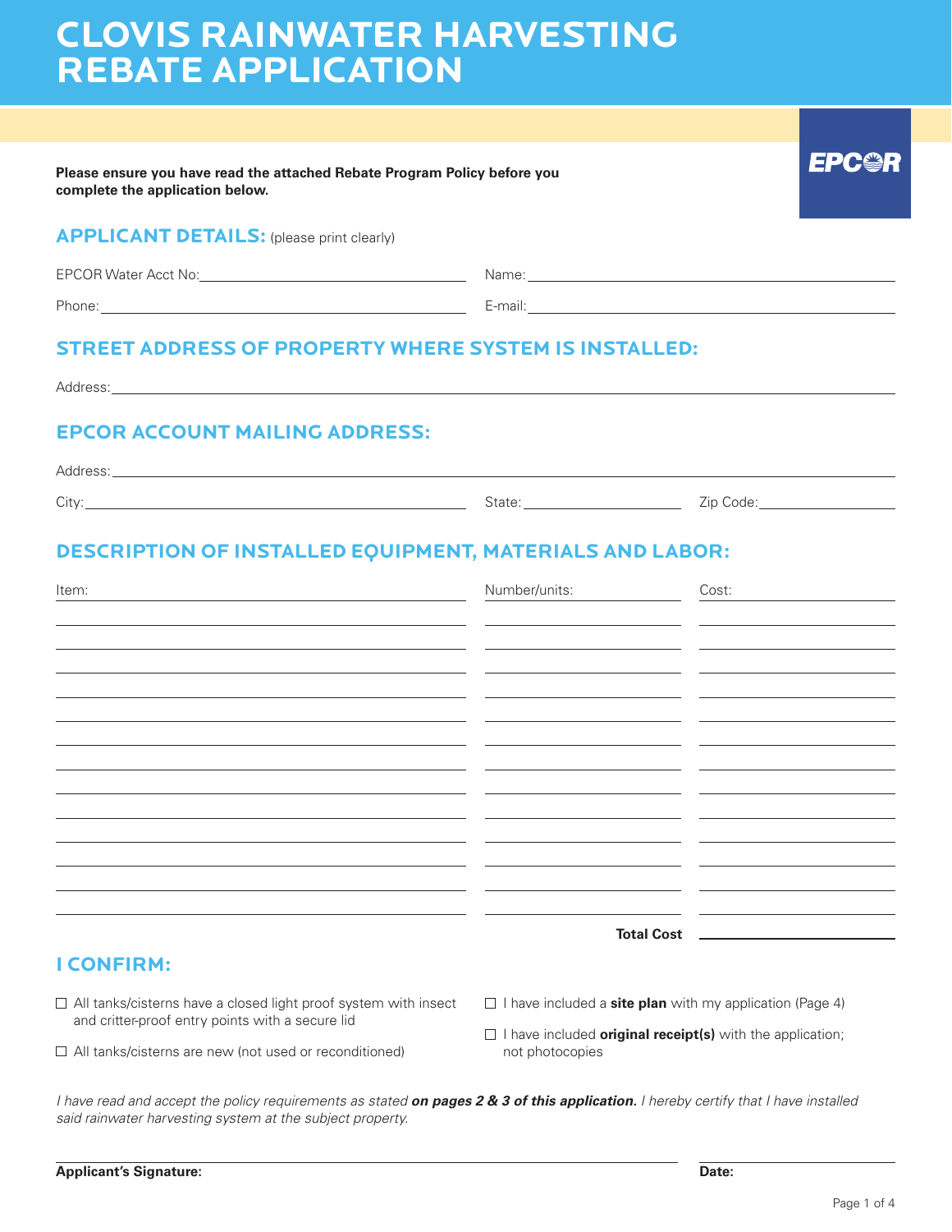# CLOVIS RAINWATER HARVESTING REBATE APPLICATION

EPCOR

**Please ensure you have read the attached Rebate Program Policy before you complete the application below.**

## APPLICANT DETAILS: (please print clearly)

EPCOR Water Acct No: \_\_\_\_\_\_\_\_\_\_\_\_\_\_\_\_\_\_\_\_ Name: \_\_\_\_\_\_\_\_\_\_\_\_\_\_\_\_\_\_\_\_

Phone: \_\_\_\_\_\_\_\_\_\_\_\_\_\_\_\_\_\_\_\_ E-mail: \_\_\_\_\_\_\_\_\_\_\_\_\_\_\_\_\_\_\_\_

## STREET ADDRESS OF PROPERTY WHERE SYSTEM IS INSTALLED:

Address: \_\_\_\_\_\_\_\_\_\_\_\_\_\_\_\_\_\_\_\_\_\_\_\_\_\_\_\_\_\_\_\_\_\_\_\_\_\_\_\_

## EPCOR ACCOUNT MAILING ADDRESS:

Address: \_\_\_\_\_\_\_\_\_\_\_\_\_\_\_\_\_\_\_\_\_\_\_\_\_\_\_\_\_\_\_\_\_\_\_\_\_\_\_\_

City: \_\_\_\_\_\_\_\_\_\_\_\_\_\_\_\_\_\_\_\_ State: \_\_\_\_\_\_\_\_\_\_ Zip Code: \_\_\_\_\_\_\_\_\_\_

## DESCRIPTION OF INSTALLED EQUIPMENT, MATERIALS AND LABOR:

| Item: | Number/units: | Cost: |
|---|---|---|
| | | |
| | | |
| | | |
| | | |
| | | |
| | | |
| | | |
| | | |
| | | |
| | | |
| | | |
| | | |
| | | |
| | **Total Cost** | |

## I CONFIRM:

- ☐ All tanks/cisterns have a closed light proof system with insect and critter-proof entry points with a secure lid
- ☐ All tanks/cisterns are new (not used or reconditioned)
- ☐ I have included a **site plan** with my application (Page 4)
- ☐ I have included **original receipt(s)** with the application; not photocopies

*I have read and accept the policy requirements as stated **on pages 2 & 3 of this application.** I hereby certify that I have installed said rainwater harvesting system at the subject property.*

**Applicant's Signature:** \_\_\_\_\_\_\_\_\_\_\_\_\_\_\_\_\_\_\_\_ **Date:** \_\_\_\_\_\_\_\_\_\_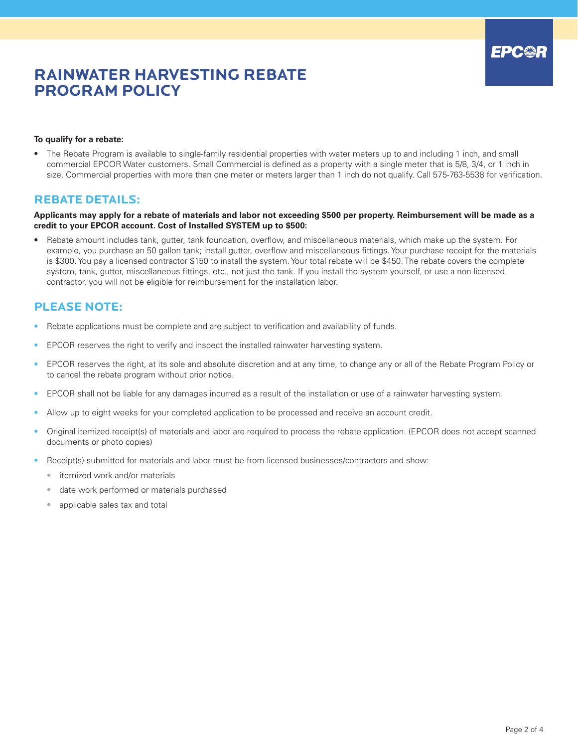# RAINWATER HARVESTING REBATE PROGRAM POLICY

**To qualify for a rebate:**

- The Rebate Program is available to single-family residential properties with water meters up to and including 1 inch, and small commercial EPCOR Water customers. Small Commercial is defined as a property with a single meter that is 5/8, 3/4, or 1 inch in size. Commercial properties with more than one meter or meters larger than 1 inch do not qualify. Call 575-763-5538 for verification.

## REBATE DETAILS:

**Applicants may apply for a rebate of materials and labor not exceeding $500 per property. Reimbursement will be made as a credit to your EPCOR account. Cost of Installed SYSTEM up to $500:**

- Rebate amount includes tank, gutter, tank foundation, overflow, and miscellaneous materials, which make up the system. For example, you purchase an 50 gallon tank; install gutter, overflow and miscellaneous fittings. Your purchase receipt for the materials is $300. You pay a licensed contractor $150 to install the system. Your total rebate will be $450. The rebate covers the complete system, tank, gutter, miscellaneous fittings, etc., not just the tank. If you install the system yourself, or use a non-licensed contractor, you will not be eligible for reimbursement for the installation labor.

## PLEASE NOTE:

- Rebate applications must be complete and are subject to verification and availability of funds.
- EPCOR reserves the right to verify and inspect the installed rainwater harvesting system.
- EPCOR reserves the right, at its sole and absolute discretion and at any time, to change any or all of the Rebate Program Policy or to cancel the rebate program without prior notice.
- EPCOR shall not be liable for any damages incurred as a result of the installation or use of a rainwater harvesting system.
- Allow up to eight weeks for your completed application to be processed and receive an account credit.
- Original itemized receipt(s) of materials and labor are required to process the rebate application. (EPCOR does not accept scanned documents or photo copies)
- Receipt(s) submitted for materials and labor must be from licensed businesses/contractors and show:
  - itemized work and/or materials
  - date work performed or materials purchased
  - applicable sales tax and total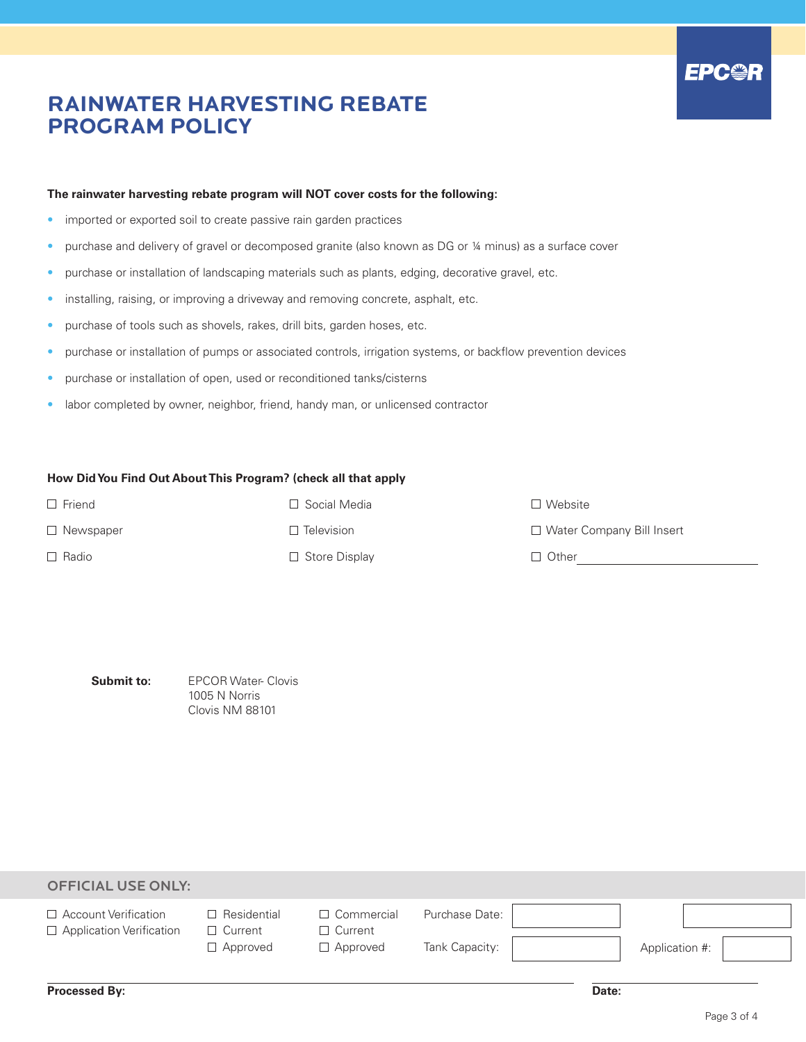EPCOR

# RAINWATER HARVESTING REBATE PROGRAM POLICY

**The rainwater harvesting rebate program will NOT cover costs for the following:**

- imported or exported soil to create passive rain garden practices
- purchase and delivery of gravel or decomposed granite (also known as DG or ¼ minus) as a surface cover
- purchase or installation of landscaping materials such as plants, edging, decorative gravel, etc.
- installing, raising, or improving a driveway and removing concrete, asphalt, etc.
- purchase of tools such as shovels, rakes, drill bits, garden hoses, etc.
- purchase or installation of pumps or associated controls, irrigation systems, or backflow prevention devices
- purchase or installation of open, used or reconditioned tanks/cisterns
- labor completed by owner, neighbor, friend, handy man, or unlicensed contractor

**How Did You Find Out About This Program? (check all that apply**

☐ Friend
☐ Social Media
☐ Website
☐ Newspaper
☐ Television
☐ Water Company Bill Insert
☐ Radio
☐ Store Display
☐ Other ____________________

**Submit to:** EPCOR Water- Clovis
1005 N Norris
Clovis NM 88101

## OFFICIAL USE ONLY:

| | | | | | | |
|---|---|---|---|---|---|---|
| ☐ Account Verification | ☐ Residential | ☐ Commercial | Purchase Date: | | | |
| ☐ Application Verification | ☐ Current | ☐ Current | | | | |
| | ☐ Approved | ☐ Approved | Tank Capacity: | | Application #: | |

**Processed By:** ____________________ **Date:** ____________________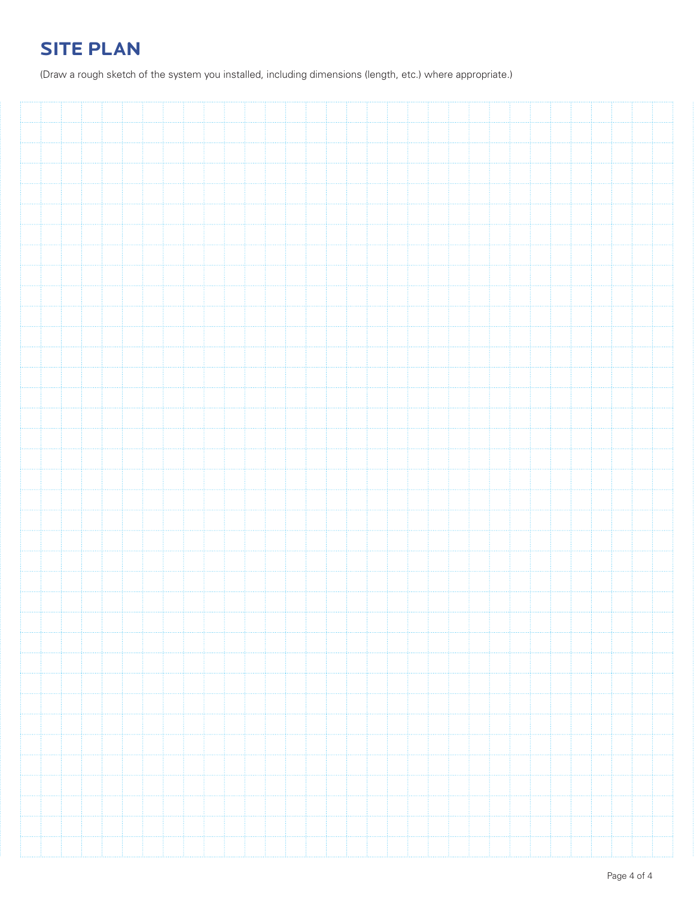# SITE PLAN

(Draw a rough sketch of the system you installed, including dimensions (length, etc.) where appropriate.)